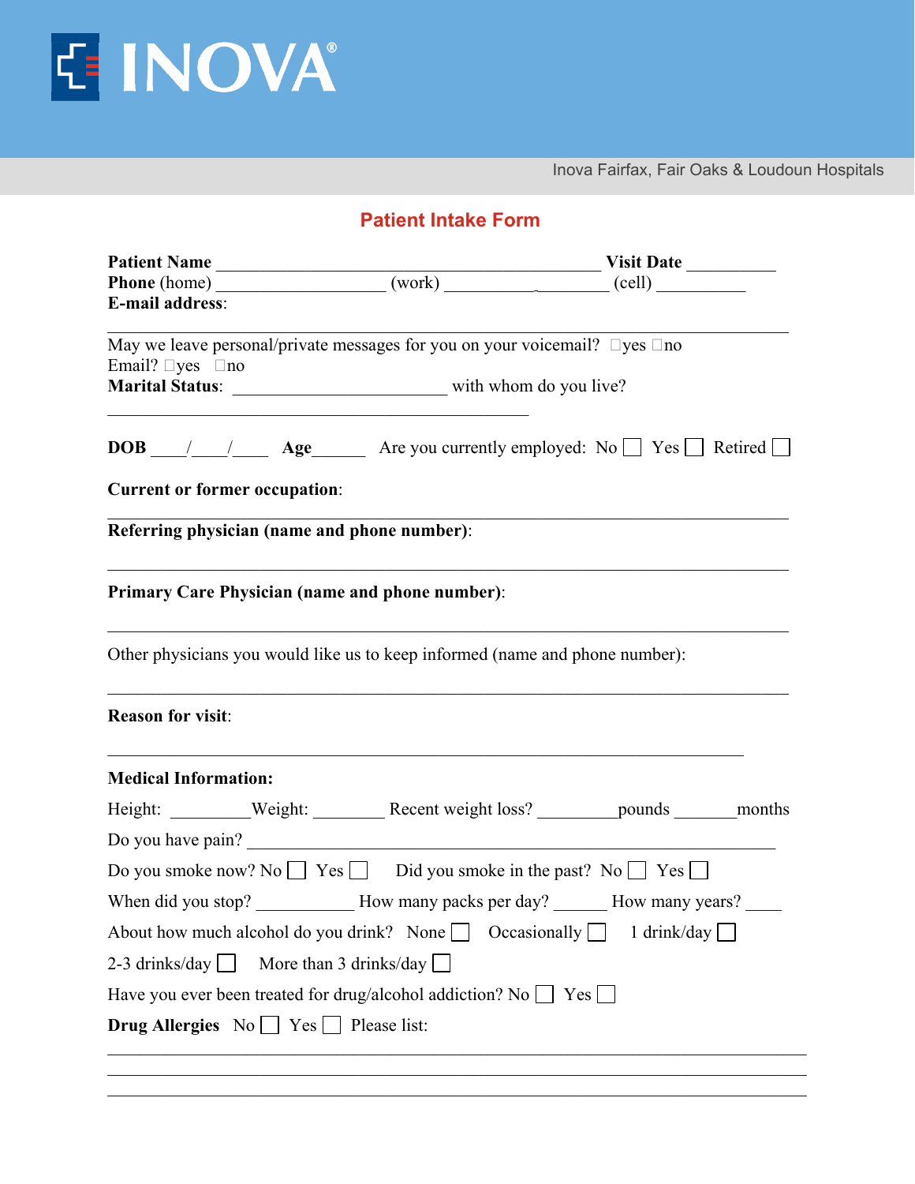INOVA®

Inova Fairfax, Fair Oaks & Loudoun Hospitals

# Patient Intake Form

**Patient Name** ______________________________________________ **Visit Date** __________
**Phone** (home) ___________________ (work) __________________ (cell) __________
**E-mail address**:

_______________________________________________________________________________

May we leave personal/private messages for you on your voicemail? □yes □no
Email? □yes □no
**Marital Status**: _______________________ with whom do you live?

_______________________________________________

**DOB** ____/____/____ **Age**______ Are you currently employed: No ☐ Yes ☐ Retired ☐

**Current or former occupation**:

_______________________________________________________________________________

**Referring physician (name and phone number)**:

_______________________________________________________________________________

**Primary Care Physician (name and phone number)**:

_______________________________________________________________________________

Other physicians you would like us to keep informed (name and phone number):

_______________________________________________________________________________

**Reason for visit**:

_______________________________________________________________________________

**Medical Information:**

Height: _________Weight: ________ Recent weight loss? _________pounds _______months

Do you have pain? ___________________________________________________________

Do you smoke now? No ☐ Yes ☐ Did you smoke in the past? No ☐ Yes ☐

When did you stop? ___________ How many packs per day? ______ How many years? ____

About how much alcohol do you drink? None ☐ Occasionally ☐ 1 drink/day ☐

2-3 drinks/day ☐ More than 3 drinks/day ☐

Have you ever been treated for drug/alcohol addiction? No ☐ Yes ☐

**Drug Allergies** No ☐ Yes ☐ Please list:

_______________________________________________________________________________

_______________________________________________________________________________

_______________________________________________________________________________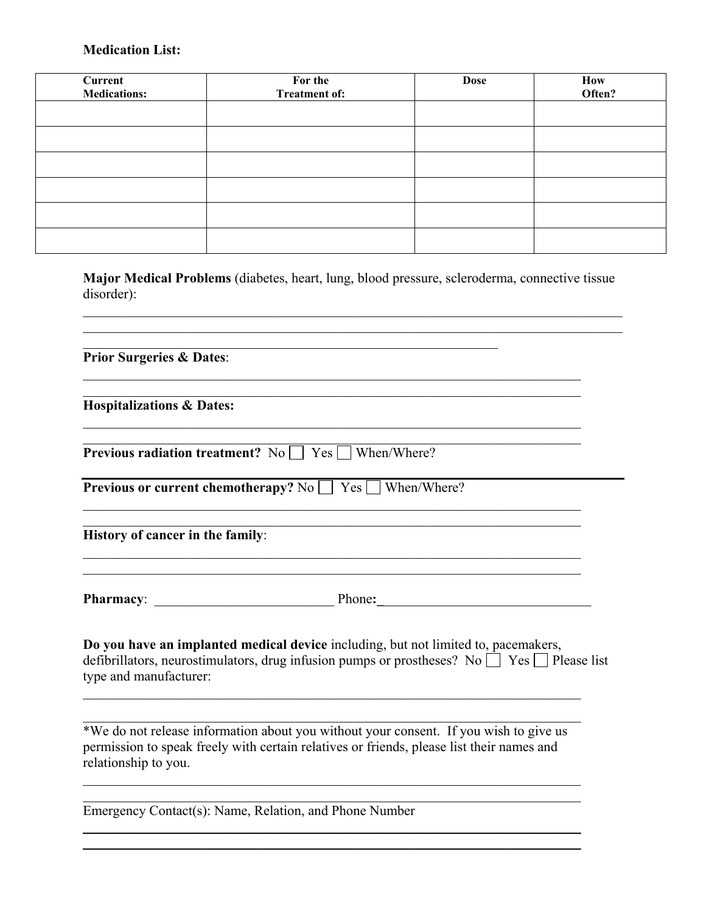**Medication List:**

| Current Medications: | For the Treatment of: | Dose | How Often? |
|---|---|---|---|
| | | | |
| | | | |
| | | | |
| | | | |
| | | | |
| | | | |

**Major Medical Problems** (diabetes, heart, lung, blood pressure, scleroderma, connective tissue disorder):

_______________________________________________________________________________
_______________________________________________________________________________
____________________________________________________________

**Prior Surgeries & Dates**:

_______________________________________________________________________
_______________________________________________________________________

**Hospitalizations & Dates:**

_______________________________________________________________________
_______________________________________________________________________

**Previous radiation treatment?** No ☐ Yes ☐ When/Where?

_______________________________________________________________________

**Previous or current chemotherapy?** No ☐ Yes ☐ When/Where?

_______________________________________________________________________
_______________________________________________________________________

**History of cancer in the family**:

_______________________________________________________________________
_______________________________________________________________________

**Pharmacy**: __________________________ Phone**:**_______________________________

**Do you have an implanted medical device** including, but not limited to, pacemakers, defibrillators, neurostimulators, drug infusion pumps or prostheses? No ☐ Yes ☐ Please list type and manufacturer:

_______________________________________________________________________
_______________________________________________________________________

*We do not release information about you without your consent. If you wish to give us permission to speak freely with certain relatives or friends, please list their names and relationship to you.

_______________________________________________________________________
_______________________________________________________________________

Emergency Contact(s): Name, Relation, and Phone Number

_______________________________________________________________________
_______________________________________________________________________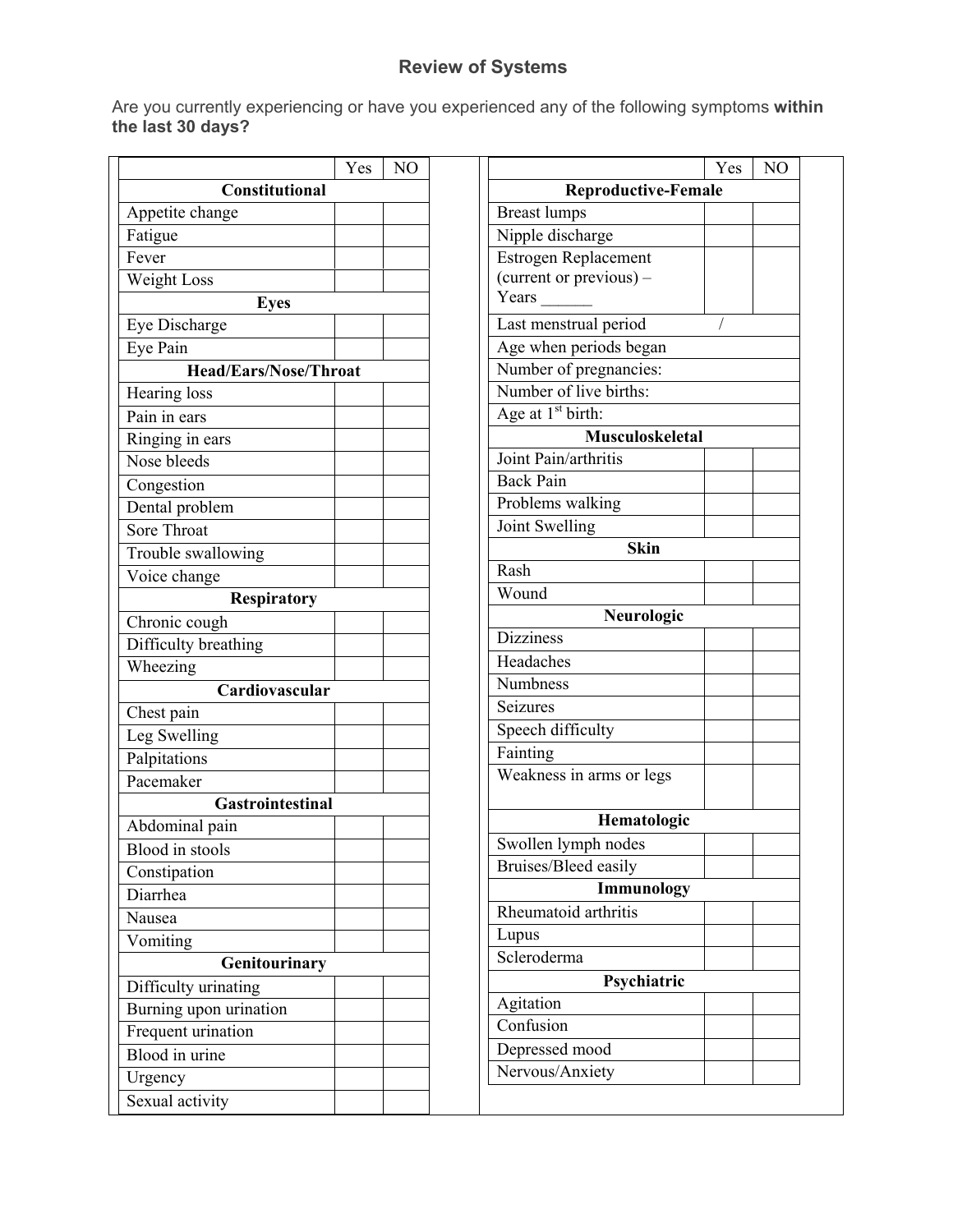## Review of Systems

Are you currently experiencing or have you experienced any of the following symptoms **within the last 30 days?**

| | Yes | NO |
|---|---|---|
| **Constitutional** | | |
| Appetite change | | |
| Fatigue | | |
| Fever | | |
| Weight Loss | | |
| **Eyes** | | |
| Eye Discharge | | |
| Eye Pain | | |
| **Head/Ears/Nose/Throat** | | |
| Hearing loss | | |
| Pain in ears | | |
| Ringing in ears | | |
| Nose bleeds | | |
| Congestion | | |
| Dental problem | | |
| Sore Throat | | |
| Trouble swallowing | | |
| Voice change | | |
| **Respiratory** | | |
| Chronic cough | | |
| Difficulty breathing | | |
| Wheezing | | |
| **Cardiovascular** | | |
| Chest pain | | |
| Leg Swelling | | |
| Palpitations | | |
| Pacemaker | | |
| **Gastrointestinal** | | |
| Abdominal pain | | |
| Blood in stools | | |
| Constipation | | |
| Diarrhea | | |
| Nausea | | |
| Vomiting | | |
| **Genitourinary** | | |
| Difficulty urinating | | |
| Burning upon urination | | |
| Frequent urination | | |
| Blood in urine | | |
| Urgency | | |
| Sexual activity | | |

| | Yes | NO |
|---|---|---|
| **Reproductive-Female** | | |
| Breast lumps | | |
| Nipple discharge | | |
| Estrogen Replacement (current or previous) – Years ______ | | |
| Last menstrual period / | | |
| Age when periods began | | |
| Number of pregnancies: | | |
| Number of live births: | | |
| Age at 1st birth: | | |
| **Musculoskeletal** | | |
| Joint Pain/arthritis | | |
| Back Pain | | |
| Problems walking | | |
| Joint Swelling | | |
| **Skin** | | |
| Rash | | |
| Wound | | |
| **Neurologic** | | |
| Dizziness | | |
| Headaches | | |
| Numbness | | |
| Seizures | | |
| Speech difficulty | | |
| Fainting | | |
| Weakness in arms or legs | | |
| **Hematologic** | | |
| Swollen lymph nodes | | |
| Bruises/Bleed easily | | |
| **Immunology** | | |
| Rheumatoid arthritis | | |
| Lupus | | |
| Scleroderma | | |
| **Psychiatric** | | |
| Agitation | | |
| Confusion | | |
| Depressed mood | | |
| Nervous/Anxiety | | |